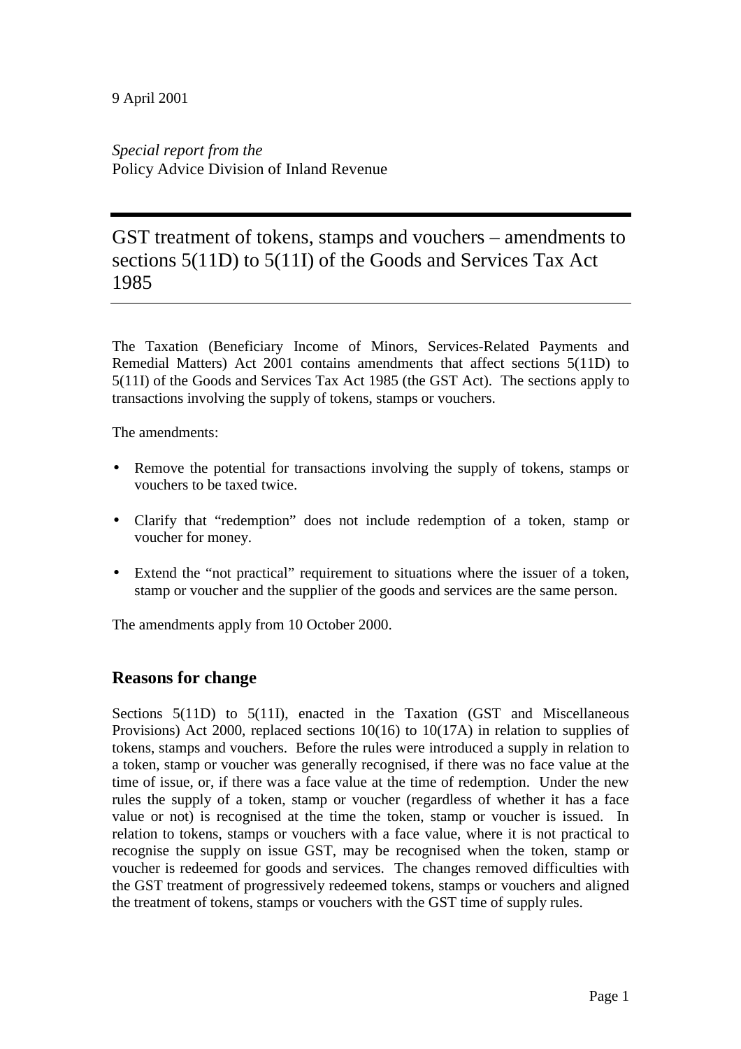9 April 2001

*Special report from the*
Policy Advice Division of Inland Revenue

# GST treatment of tokens, stamps and vouchers – amendments to sections 5(11D) to 5(11I) of the Goods and Services Tax Act 1985

The Taxation (Beneficiary Income of Minors, Services-Related Payments and Remedial Matters) Act 2001 contains amendments that affect sections 5(11D) to 5(11I) of the Goods and Services Tax Act 1985 (the GST Act). The sections apply to transactions involving the supply of tokens, stamps or vouchers.

The amendments:

- Remove the potential for transactions involving the supply of tokens, stamps or vouchers to be taxed twice.
- Clarify that "redemption" does not include redemption of a token, stamp or voucher for money.
- Extend the "not practical" requirement to situations where the issuer of a token, stamp or voucher and the supplier of the goods and services are the same person.

The amendments apply from 10 October 2000.

## Reasons for change

Sections 5(11D) to 5(11I), enacted in the Taxation (GST and Miscellaneous Provisions) Act 2000, replaced sections 10(16) to 10(17A) in relation to supplies of tokens, stamps and vouchers. Before the rules were introduced a supply in relation to a token, stamp or voucher was generally recognised, if there was no face value at the time of issue, or, if there was a face value at the time of redemption. Under the new rules the supply of a token, stamp or voucher (regardless of whether it has a face value or not) is recognised at the time the token, stamp or voucher is issued. In relation to tokens, stamps or vouchers with a face value, where it is not practical to recognise the supply on issue GST, may be recognised when the token, stamp or voucher is redeemed for goods and services. The changes removed difficulties with the GST treatment of progressively redeemed tokens, stamps or vouchers and aligned the treatment of tokens, stamps or vouchers with the GST time of supply rules.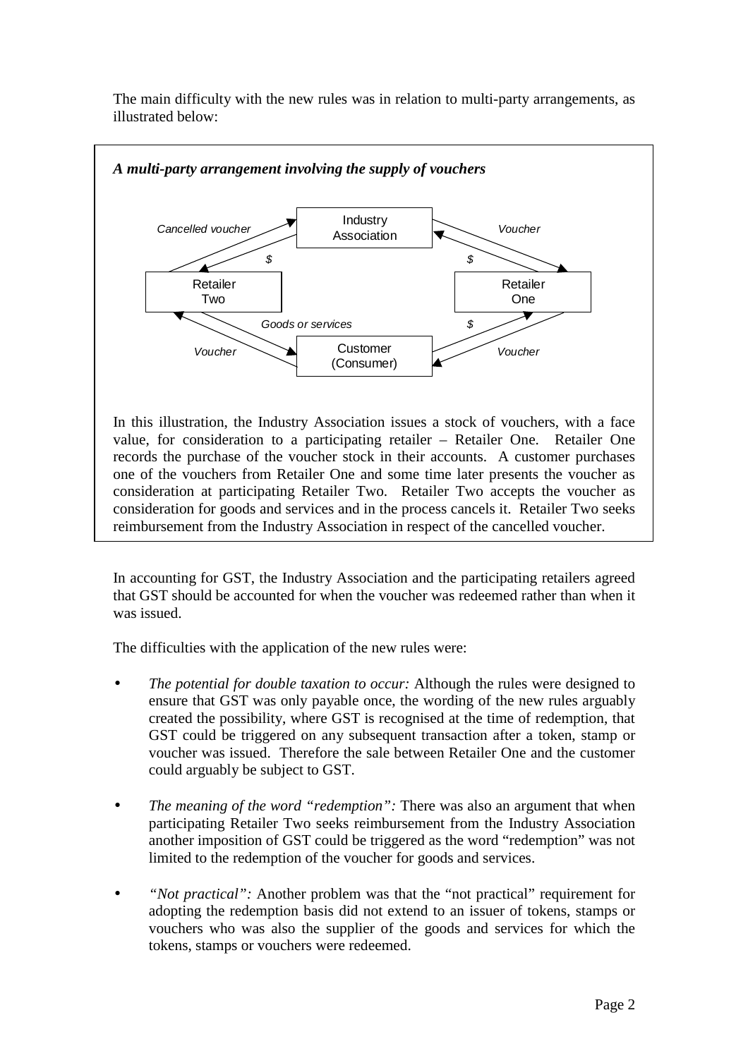The main difficulty with the new rules was in relation to multi-party arrangements, as illustrated below:

***A multi-party arrangement involving the supply of vouchers***

In this illustration, the Industry Association issues a stock of vouchers, with a face value, for consideration to a participating retailer – Retailer One. Retailer One records the purchase of the voucher stock in their accounts. A customer purchases one of the vouchers from Retailer One and some time later presents the voucher as consideration at participating Retailer Two. Retailer Two accepts the voucher as consideration for goods and services and in the process cancels it. Retailer Two seeks reimbursement from the Industry Association in respect of the cancelled voucher.

In accounting for GST, the Industry Association and the participating retailers agreed that GST should be accounted for when the voucher was redeemed rather than when it was issued.

The difficulties with the application of the new rules were:

- *The potential for double taxation to occur:* Although the rules were designed to ensure that GST was only payable once, the wording of the new rules arguably created the possibility, where GST is recognised at the time of redemption, that GST could be triggered on any subsequent transaction after a token, stamp or voucher was issued. Therefore the sale between Retailer One and the customer could arguably be subject to GST.

- *The meaning of the word "redemption":* There was also an argument that when participating Retailer Two seeks reimbursement from the Industry Association another imposition of GST could be triggered as the word "redemption" was not limited to the redemption of the voucher for goods and services.

- *"Not practical":* Another problem was that the "not practical" requirement for adopting the redemption basis did not extend to an issuer of tokens, stamps or vouchers who was also the supplier of the goods and services for which the tokens, stamps or vouchers were redeemed.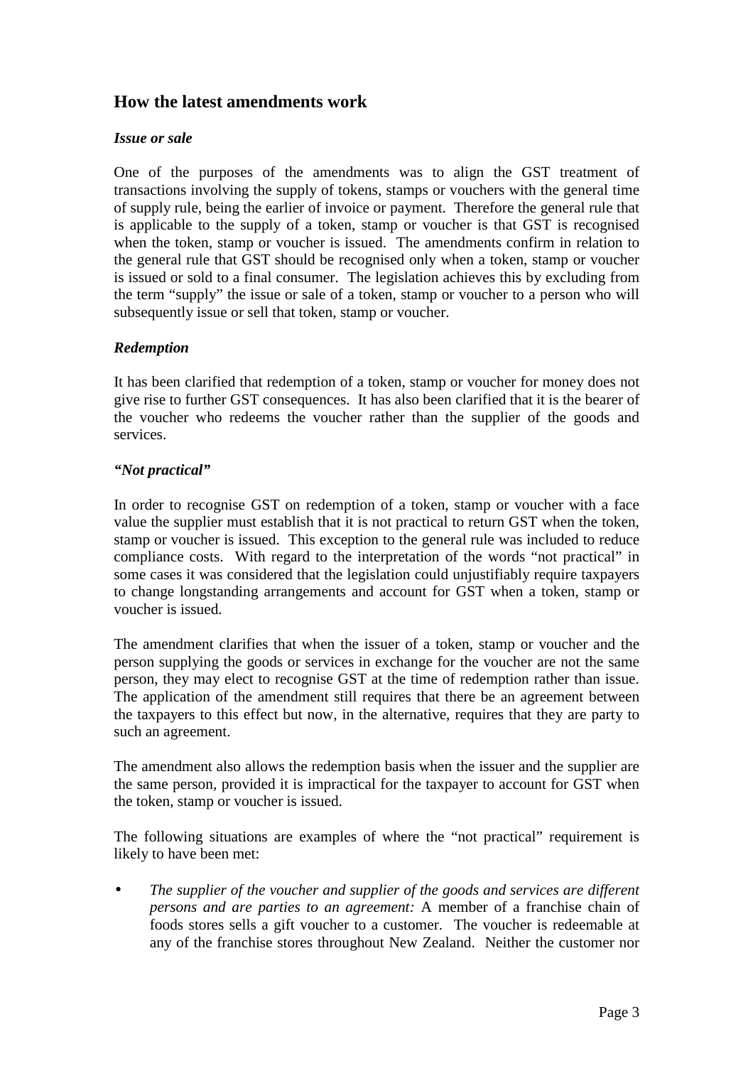## How the latest amendments work

### *Issue or sale*

One of the purposes of the amendments was to align the GST treatment of transactions involving the supply of tokens, stamps or vouchers with the general time of supply rule, being the earlier of invoice or payment. Therefore the general rule that is applicable to the supply of a token, stamp or voucher is that GST is recognised when the token, stamp or voucher is issued. The amendments confirm in relation to the general rule that GST should be recognised only when a token, stamp or voucher is issued or sold to a final consumer. The legislation achieves this by excluding from the term "supply" the issue or sale of a token, stamp or voucher to a person who will subsequently issue or sell that token, stamp or voucher.

### *Redemption*

It has been clarified that redemption of a token, stamp or voucher for money does not give rise to further GST consequences. It has also been clarified that it is the bearer of the voucher who redeems the voucher rather than the supplier of the goods and services.

### *"Not practical"*

In order to recognise GST on redemption of a token, stamp or voucher with a face value the supplier must establish that it is not practical to return GST when the token, stamp or voucher is issued. This exception to the general rule was included to reduce compliance costs. With regard to the interpretation of the words "not practical" in some cases it was considered that the legislation could unjustifiably require taxpayers to change longstanding arrangements and account for GST when a token, stamp or voucher is issued.

The amendment clarifies that when the issuer of a token, stamp or voucher and the person supplying the goods or services in exchange for the voucher are not the same person, they may elect to recognise GST at the time of redemption rather than issue. The application of the amendment still requires that there be an agreement between the taxpayers to this effect but now, in the alternative, requires that they are party to such an agreement.

The amendment also allows the redemption basis when the issuer and the supplier are the same person, provided it is impractical for the taxpayer to account for GST when the token, stamp or voucher is issued.

The following situations are examples of where the "not practical" requirement is likely to have been met:

- *The supplier of the voucher and supplier of the goods and services are different persons and are parties to an agreement:* A member of a franchise chain of foods stores sells a gift voucher to a customer. The voucher is redeemable at any of the franchise stores throughout New Zealand. Neither the customer nor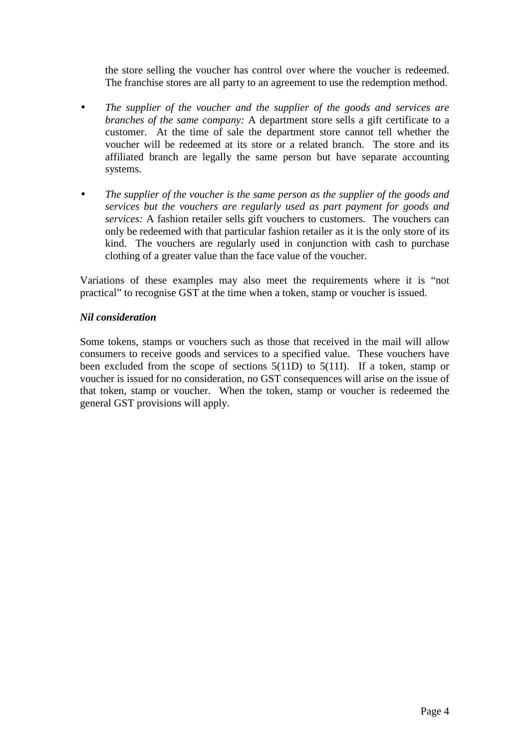the store selling the voucher has control over where the voucher is redeemed. The franchise stores are all party to an agreement to use the redemption method.

- *The supplier of the voucher and the supplier of the goods and services are branches of the same company:* A department store sells a gift certificate to a customer. At the time of sale the department store cannot tell whether the voucher will be redeemed at its store or a related branch. The store and its affiliated branch are legally the same person but have separate accounting systems.

- *The supplier of the voucher is the same person as the supplier of the goods and services but the vouchers are regularly used as part payment for goods and services:* A fashion retailer sells gift vouchers to customers. The vouchers can only be redeemed with that particular fashion retailer as it is the only store of its kind. The vouchers are regularly used in conjunction with cash to purchase clothing of a greater value than the face value of the voucher.

Variations of these examples may also meet the requirements where it is "not practical" to recognise GST at the time when a token, stamp or voucher is issued.

***Nil consideration***

Some tokens, stamps or vouchers such as those that received in the mail will allow consumers to receive goods and services to a specified value. These vouchers have been excluded from the scope of sections 5(11D) to 5(11I). If a token, stamp or voucher is issued for no consideration, no GST consequences will arise on the issue of that token, stamp or voucher. When the token, stamp or voucher is redeemed the general GST provisions will apply.